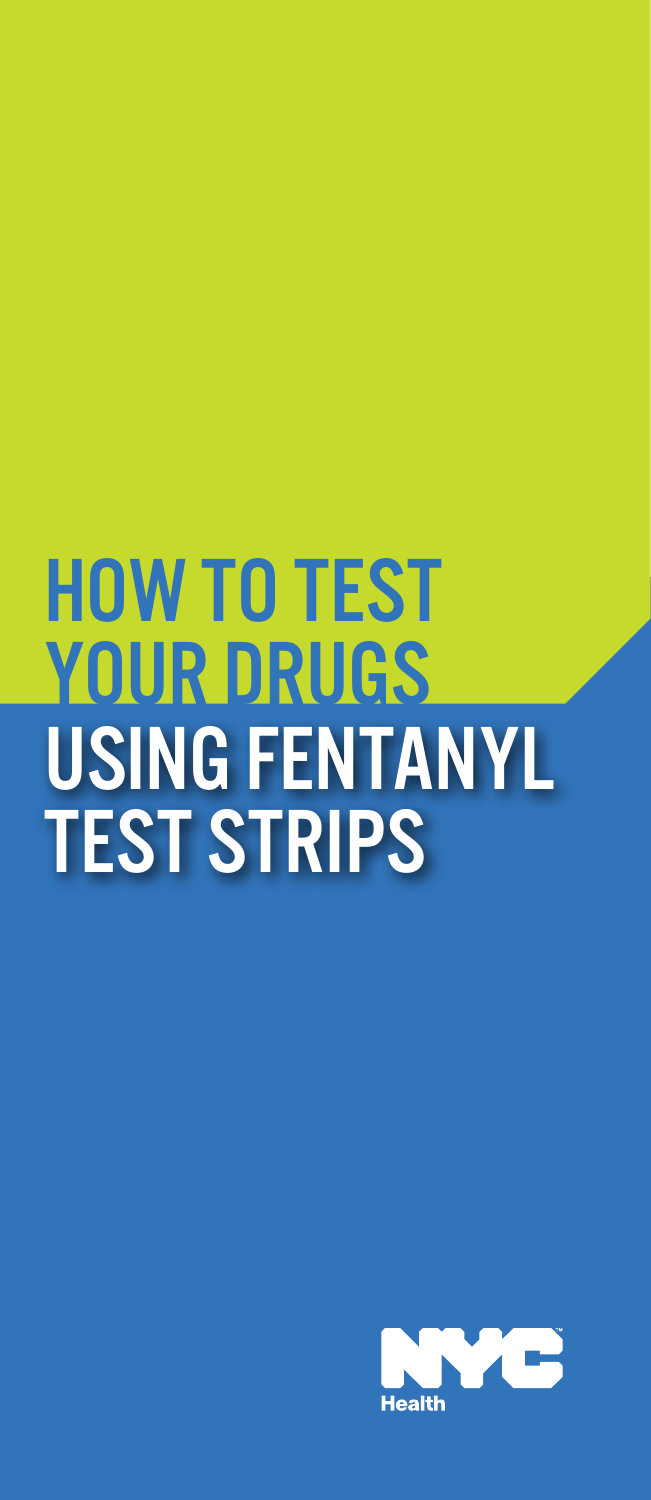# HOW TO TEST YOUR DRUGS USING FENTANYL TEST STRIPS

NYC Health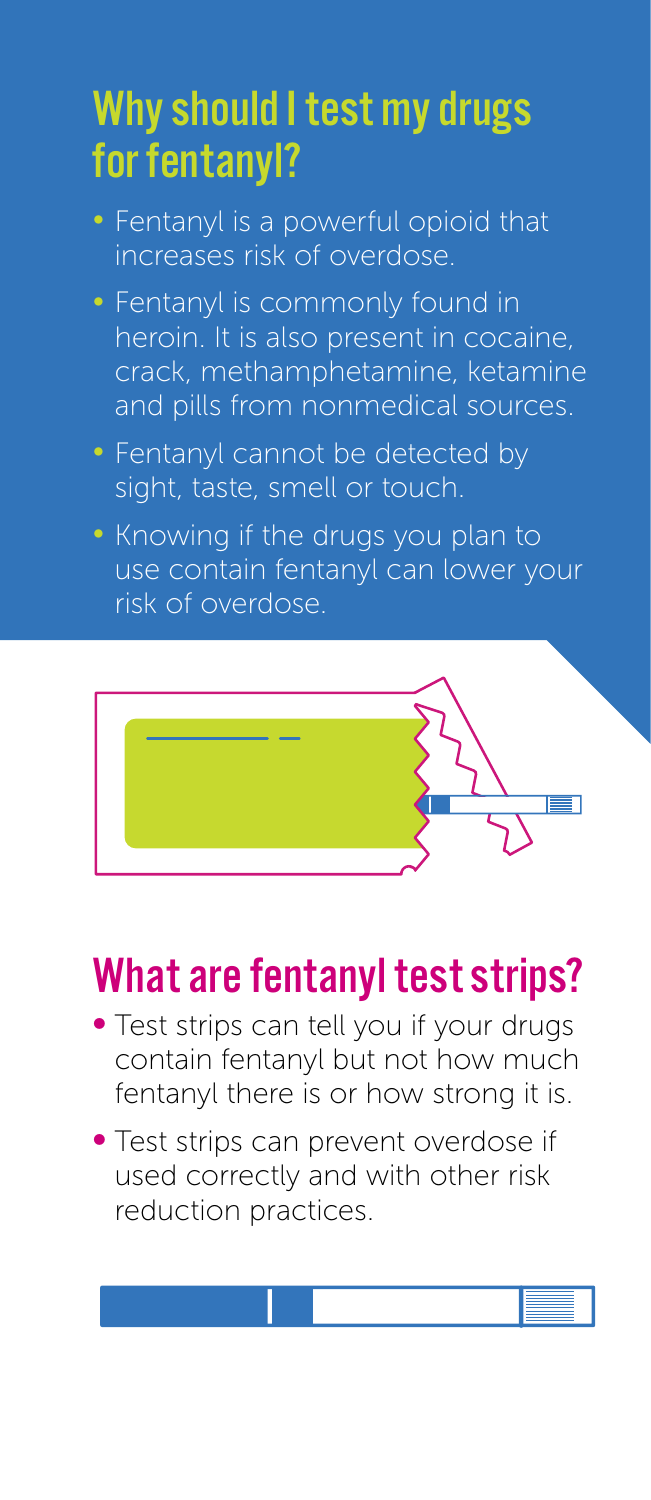## Why should I test my drugs for fentanyl?

- Fentanyl is a powerful opioid that increases risk of overdose.
- Fentanyl is commonly found in heroin. It is also present in cocaine, crack, methamphetamine, ketamine and pills from nonmedical sources.
- Fentanyl cannot be detected by sight, taste, smell or touch.
- Knowing if the drugs you plan to use contain fentanyl can lower your risk of overdose.

## What are fentanyl test strips?

- Test strips can tell you if your drugs contain fentanyl but not how much fentanyl there is or how strong it is.
- Test strips can prevent overdose if used correctly and with other risk reduction practices.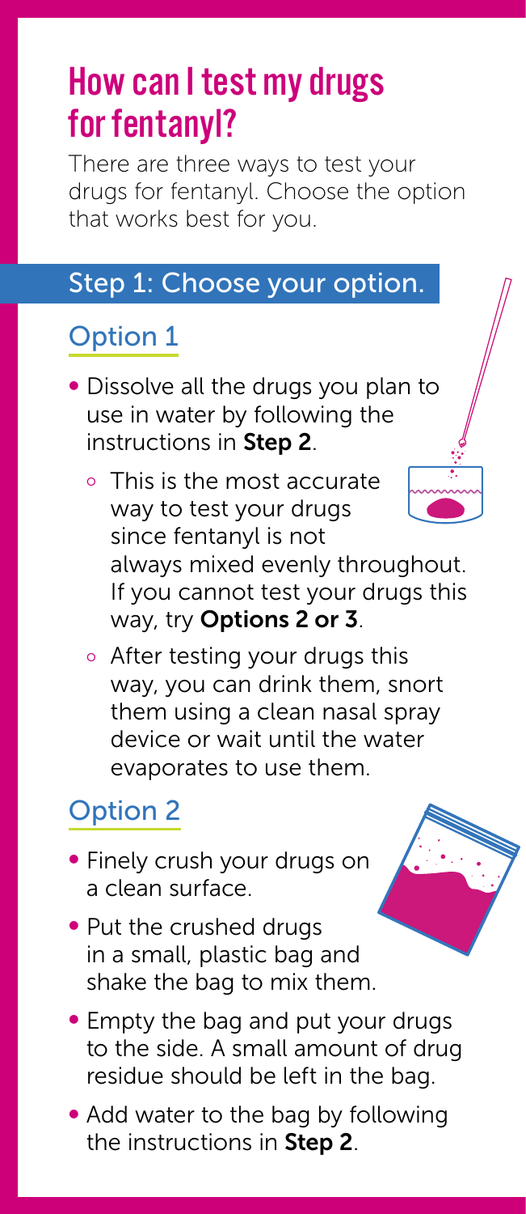# How can I test my drugs for fentanyl?

There are three ways to test your drugs for fentanyl. Choose the option that works best for you.

## Step 1: Choose your option.

### Option 1

- Dissolve all the drugs you plan to use in water by following the instructions in **Step 2**.
  - This is the most accurate way to test your drugs since fentanyl is not always mixed evenly throughout. If you cannot test your drugs this way, try **Options 2 or 3**.
  - After testing your drugs this way, you can drink them, snort them using a clean nasal spray device or wait until the water evaporates to use them.

### Option 2

- Finely crush your drugs on a clean surface.
- Put the crushed drugs in a small, plastic bag and shake the bag to mix them.
- Empty the bag and put your drugs to the side. A small amount of drug residue should be left in the bag.
- Add water to the bag by following the instructions in **Step 2**.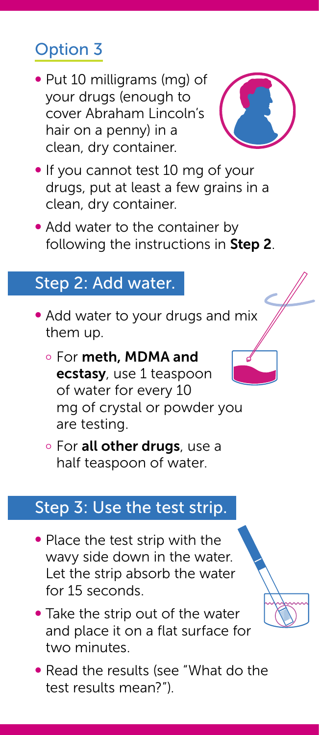## Option 3

- Put 10 milligrams (mg) of your drugs (enough to cover Abraham Lincoln's hair on a penny) in a clean, dry container.
- If you cannot test 10 mg of your drugs, put at least a few grains in a clean, dry container.
- Add water to the container by following the instructions in **Step 2**.

## Step 2: Add water.

- Add water to your drugs and mix them up.
  - For **meth, MDMA and ecstasy**, use 1 teaspoon of water for every 10 mg of crystal or powder you are testing.
  - For **all other drugs**, use a half teaspoon of water.

## Step 3: Use the test strip.

- Place the test strip with the wavy side down in the water. Let the strip absorb the water for 15 seconds.
- Take the strip out of the water and place it on a flat surface for two minutes.
- Read the results (see "What do the test results mean?").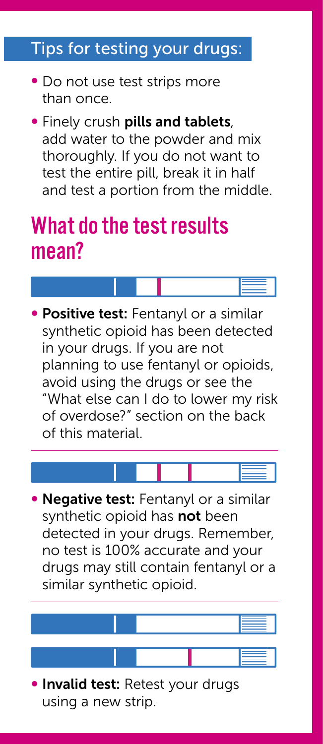## Tips for testing your drugs:

- Do not use test strips more than once.
- Finely crush **pills and tablets**, add water to the powder and mix thoroughly. If you do not want to test the entire pill, break it in half and test a portion from the middle.

# What do the test results mean?

- **Positive test:** Fentanyl or a similar synthetic opioid has been detected in your drugs. If you are not planning to use fentanyl or opioids, avoid using the drugs or see the "What else can I do to lower my risk of overdose?" section on the back of this material.

- **Negative test:** Fentanyl or a similar synthetic opioid has **not** been detected in your drugs. Remember, no test is 100% accurate and your drugs may still contain fentanyl or a similar synthetic opioid.

- **Invalid test:** Retest your drugs using a new strip.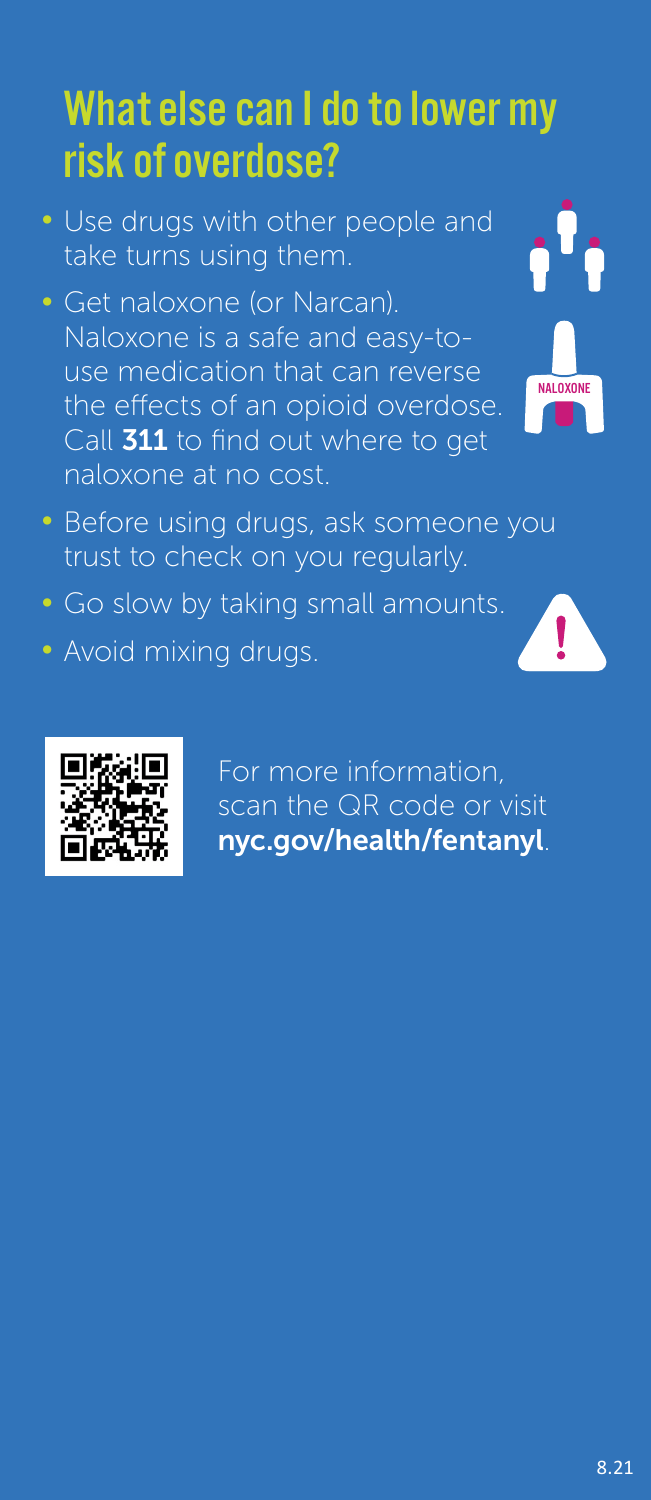# What else can I do to lower my risk of overdose?

- Use drugs with other people and take turns using them.
- Get naloxone (or Narcan). Naloxone is a safe and easy-to-use medication that can reverse the effects of an opioid overdose. Call **311** to find out where to get naloxone at no cost.
- Before using drugs, ask someone you trust to check on you regularly.
- Go slow by taking small amounts.
- Avoid mixing drugs.

NALOXONE

For more information, scan the QR code or visit **nyc.gov/health/fentanyl**.

8.21